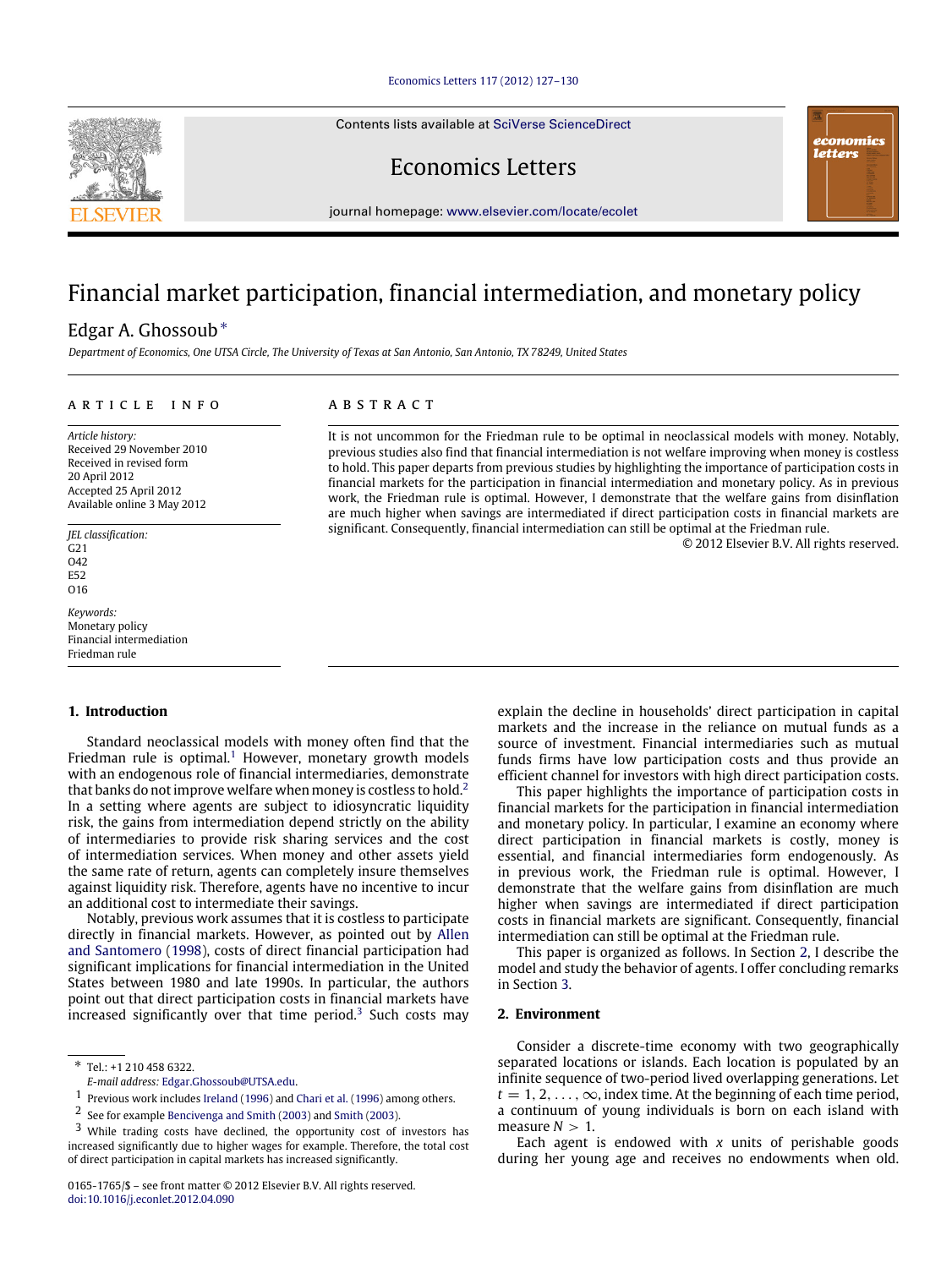# Financial market participation, financial intermediation, and monetary policy

Edgar A. Ghossoub *

*Department of Economics, One UTSA Circle, The University of Texas at San Antonio, San Antonio, TX 78249, United States*

**ARTICLE INFO**

*Article history:*
Received 29 November 2010
Received in revised form 20 April 2012
Accepted 25 April 2012
Available online 3 May 2012

*JEL classification:*
G21
O42
E52
O16

*Keywords:*
Monetary policy
Financial intermediation
Friedman rule

**ABSTRACT**

It is not uncommon for the Friedman rule to be optimal in neoclassical models with money. Notably, previous studies also find that financial intermediation is not welfare improving when money is costless to hold. This paper departs from previous studies by highlighting the importance of participation costs in financial markets for the participation in financial intermediation and monetary policy. As in previous work, the Friedman rule is optimal. However, I demonstrate that the welfare gains from disinflation are much higher when savings are intermediated if direct participation costs in financial markets are significant. Consequently, financial intermediation can still be optimal at the Friedman rule.

© 2012 Elsevier B.V. All rights reserved.

## 1. Introduction

Standard neoclassical models with money often find that the Friedman rule is optimal.[1] However, monetary growth models with an endogenous role of financial intermediaries, demonstrate that banks do not improve welfare when money is costless to hold.[2] In a setting where agents are subject to idiosyncratic liquidity risk, the gains from intermediation depend strictly on the ability of intermediaries to provide risk sharing services and the cost of intermediation services. When money and other assets yield the same rate of return, agents can completely insure themselves against liquidity risk. Therefore, agents have no incentive to incur an additional cost to intermediate their savings.

Notably, previous work assumes that it is costless to participate directly in financial markets. However, as pointed out by Allen and Santomero (1998), costs of direct financial participation had significant implications for financial intermediation in the United States between 1980 and late 1990s. In particular, the authors point out that direct participation costs in financial markets have increased significantly over that time period.[3] Such costs may explain the decline in households' direct participation in capital markets and the increase in the reliance on mutual funds as a source of investment. Financial intermediaries such as mutual funds firms have low participation costs and thus provide an efficient channel for investors with high direct participation costs.

This paper highlights the importance of participation costs in financial markets for the participation in financial intermediation and monetary policy. In particular, I examine an economy where direct participation in financial markets is costly, money is essential, and financial intermediaries form endogenously. As in previous work, the Friedman rule is optimal. However, I demonstrate that the welfare gains from disinflation are much higher when savings are intermediated if direct participation costs in financial markets are significant. Consequently, financial intermediation can still be optimal at the Friedman rule.

This paper is organized as follows. In Section 2, I describe the model and study the behavior of agents. I offer concluding remarks in Section 3.

## 2. Environment

Consider a discrete-time economy with two geographically separated locations or islands. Each location is populated by an infinite sequence of two-period lived overlapping generations. Let $t = 1, 2, \ldots, \infty$, index time. At the beginning of each time period, a continuum of young individuals is born on each island with measure $N > 1$.

Each agent is endowed with $x$ units of perishable goods during her young age and receives no endowments when old.

---

* Tel.: +1 210 458 6322.
*E-mail address:* Edgar.Ghossoub@UTSA.edu.

[1] Previous work includes Ireland (1996) and Chari et al. (1996) among others.

[2] See for example Bencivenga and Smith (2003) and Smith (2003).

[3] While trading costs have declined, the opportunity cost of investors has increased significantly due to higher wages for example. Therefore, the total cost of direct participation in capital markets has increased significantly.

0165-1765/$ – see front matter © 2012 Elsevier B.V. All rights reserved.
doi:10.1016/j.econlet.2012.04.090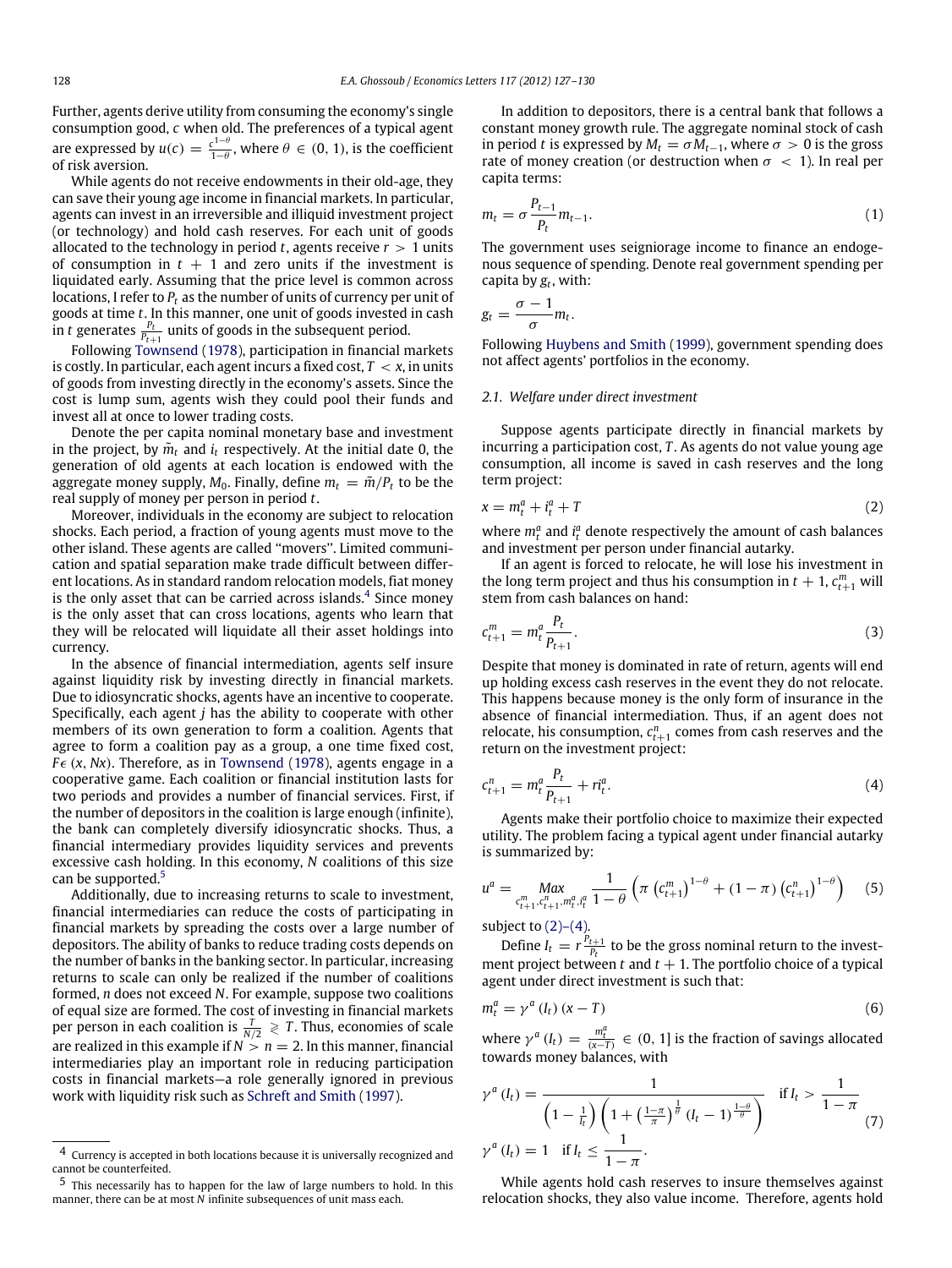Further, agents derive utility from consuming the economy's single consumption good, $c$ when old. The preferences of a typical agent are expressed by $u(c) = \frac{c^{1-\theta}}{1-\theta}$, where $\theta \in (0, 1)$, is the coefficient of risk aversion.

While agents do not receive endowments in their old-age, they can save their young age income in financial markets. In particular, agents can invest in an irreversible and illiquid investment project (or technology) and hold cash reserves. For each unit of goods allocated to the technology in period $t$, agents receive $r > 1$ units of consumption in $t + 1$ and zero units if the investment is liquidated early. Assuming that the price level is common across locations, I refer to $P_t$ as the number of units of currency per unit of goods at time $t$. In this manner, one unit of goods invested in cash in $t$ generates $\frac{P_t}{P_{t+1}}$ units of goods in the subsequent period.

Following Townsend (1978), participation in financial markets is costly. In particular, each agent incurs a fixed cost, $T < x$, in units of goods from investing directly in the economy's assets. Since the cost is lump sum, agents wish they could pool their funds and invest all at once to lower trading costs.

Denote the per capita nominal monetary base and investment in the project, by $\tilde{m}_t$ and $i_t$ respectively. At the initial date 0, the generation of old agents at each location is endowed with the aggregate money supply, $M_0$. Finally, define $m_t = \tilde{m}/P_t$ to be the real supply of money per person in period $t$.

Moreover, individuals in the economy are subject to relocation shocks. Each period, a fraction of young agents must move to the other island. These agents are called "movers". Limited communication and spatial separation make trade difficult between different locations. As in standard random relocation models, fiat money is the only asset that can be carried across islands.[4] Since money is the only asset that can cross locations, agents who learn that they will be relocated will liquidate all their asset holdings into currency.

In the absence of financial intermediation, agents self insure against liquidity risk by investing directly in financial markets. Due to idiosyncratic shocks, agents have an incentive to cooperate. Specifically, each agent $j$ has the ability to cooperate with other members of its own generation to form a coalition. Agents that agree to form a coalition pay as a group, a one time fixed cost, $F\epsilon\ (x, Nx)$. Therefore, as in Townsend (1978), agents engage in a cooperative game. Each coalition or financial institution lasts for two periods and provides a number of financial services. First, if the number of depositors in the coalition is large enough (infinite), the bank can completely diversify idiosyncratic shocks. Thus, a financial intermediary provides liquidity services and prevents excessive cash holding. In this economy, $N$ coalitions of this size can be supported.[5]

Additionally, due to increasing returns to scale to investment, financial intermediaries can reduce the costs of participating in financial markets by spreading the costs over a large number of depositors. The ability of banks to reduce trading costs depends on the number of banks in the banking sector. In particular, increasing returns to scale can only be realized if the number of coalitions formed, $n$ does not exceed $N$. For example, suppose two coalitions of equal size are formed. The cost of investing in financial markets per person in each coalition is $\frac{T}{N/2} \gtrless T$. Thus, economies of scale are realized in this example if $N > n = 2$. In this manner, financial intermediaries play an important role in reducing participation costs in financial markets—a role generally ignored in previous work with liquidity risk such as Schreft and Smith (1997).

In addition to depositors, there is a central bank that follows a constant money growth rule. The aggregate nominal stock of cash in period $t$ is expressed by $M_t = \sigma M_{t-1}$, where $\sigma > 0$ is the gross rate of money creation (or destruction when $\sigma < 1$). In real per capita terms:

$$m_t = \sigma \frac{P_{t-1}}{P_t} m_{t-1}. \tag{1}$$

The government uses seigniorage income to finance an endogenous sequence of spending. Denote real government spending per capita by $g_t$, with:

$$g_t = \frac{\sigma - 1}{\sigma} m_t.$$

Following Huybens and Smith (1999), government spending does not affect agents' portfolios in the economy.

### 2.1. Welfare under direct investment

Suppose agents participate directly in financial markets by incurring a participation cost, $T$. As agents do not value young age consumption, all income is saved in cash reserves and the long term project:

$$x = m_t^a + i_t^a + T \tag{2}$$

where $m_t^a$ and $i_t^a$ denote respectively the amount of cash balances and investment per person under financial autarky.

If an agent is forced to relocate, he will lose his investment in the long term project and thus his consumption in $t + 1$, $c_{t+1}^m$ will stem from cash balances on hand:

$$c_{t+1}^m = m_t^a \frac{P_t}{P_{t+1}}. \tag{3}$$

Despite that money is dominated in rate of return, agents will end up holding excess cash reserves in the event they do not relocate. This happens because money is the only form of insurance in the absence of financial intermediation. Thus, if an agent does not relocate, his consumption, $c_{t+1}^n$ comes from cash reserves and the return on the investment project:

$$c_{t+1}^n = m_t^a \frac{P_t}{P_{t+1}} + r i_t^a. \tag{4}$$

Agents make their portfolio choice to maximize their expected utility. The problem facing a typical agent under financial autarky is summarized by:

$$u^a = \underset{c_{t+1}^m, c_{t+1}^n, m_t^a, i_t^a}{Max} \frac{1}{1-\theta} \left( \pi \left(c_{t+1}^m\right)^{1-\theta} + (1-\pi)\left(c_{t+1}^n\right)^{1-\theta} \right) \tag{5}$$

subject to (2)–(4).

Define $I_t = r\frac{P_{t+1}}{P_t}$ to be the gross nominal return to the investment project between $t$ and $t + 1$. The portfolio choice of a typical agent under direct investment is such that:

$$m_t^a = \gamma^a (I_t)(x - T) \tag{6}$$

where $\gamma^a (I_t) = \frac{m_t^a}{(x-T)} \in (0, 1]$ is the fraction of savings allocated towards money balances, with

$$\gamma^a (I_t) = \frac{1}{\left(1 - \frac{1}{I_t}\right)\left(1 + \left(\frac{1-\pi}{\pi}\right)^{\frac{1}{\theta}} (I_t - 1)^{\frac{1-\theta}{\theta}}\right)} \quad \text{if } I_t > \frac{1}{1-\pi}$$
$$\gamma^a (I_t) = 1 \quad \text{if } I_t \le \frac{1}{1-\pi}. \tag{7}$$

While agents hold cash reserves to insure themselves against relocation shocks, they also value income. Therefore, agents hold

---

[4] Currency is accepted in both locations because it is universally recognized and cannot be counterfeited.

[5] This necessarily has to happen for the law of large numbers to hold. In this manner, there can be at most $N$ infinite subsequences of unit mass each.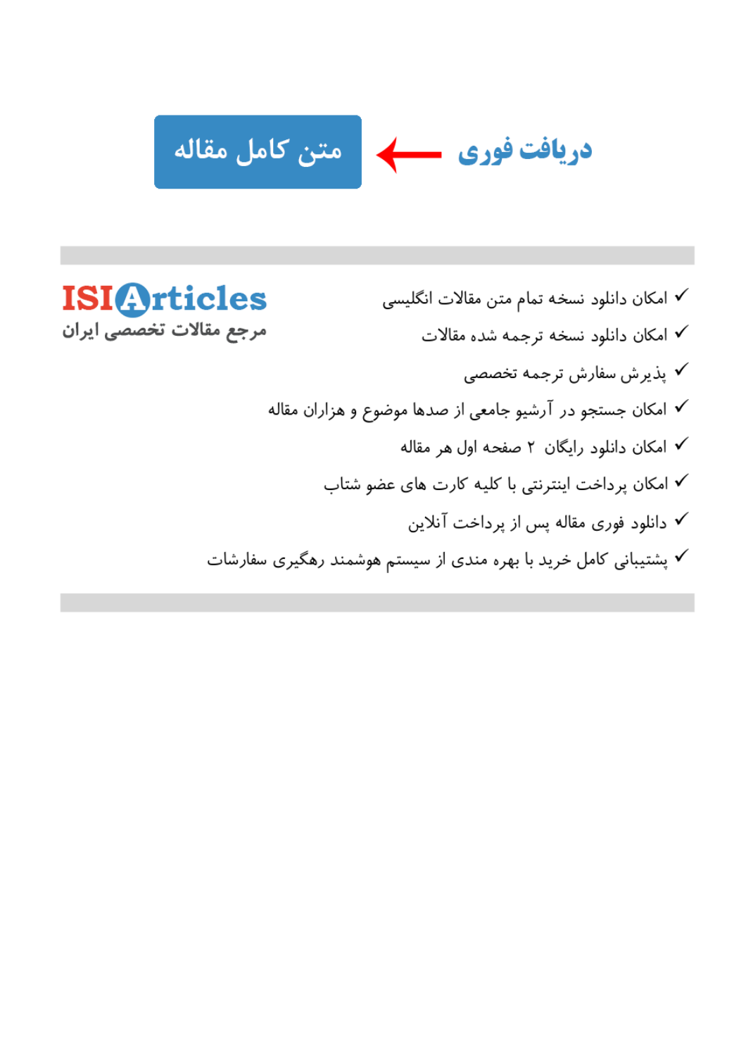دریافت فوری ← **متن کامل مقاله**

**ISIArticles**

مرجع مقالات تخصصی ایران

- ✓ امکان دانلود نسخه تمام متن مقالات انگلیسی
- ✓ امکان دانلود نسخه ترجمه شده مقالات
- ✓ پذیرش سفارش ترجمه تخصصی
- ✓ امکان جستجو در آرشیو جامعی از صدها موضوع و هزاران مقاله
- ✓ امکان دانلود رایگان ۲ صفحه اول هر مقاله
- ✓ امکان پرداخت اینترنتی با کلیه کارت های عضو شتاب
- ✓ دانلود فوری مقاله پس از پرداخت آنلاین
- ✓ پشتیبانی کامل خرید با بهره مندی از سیستم هوشمند رهگیری سفارشات